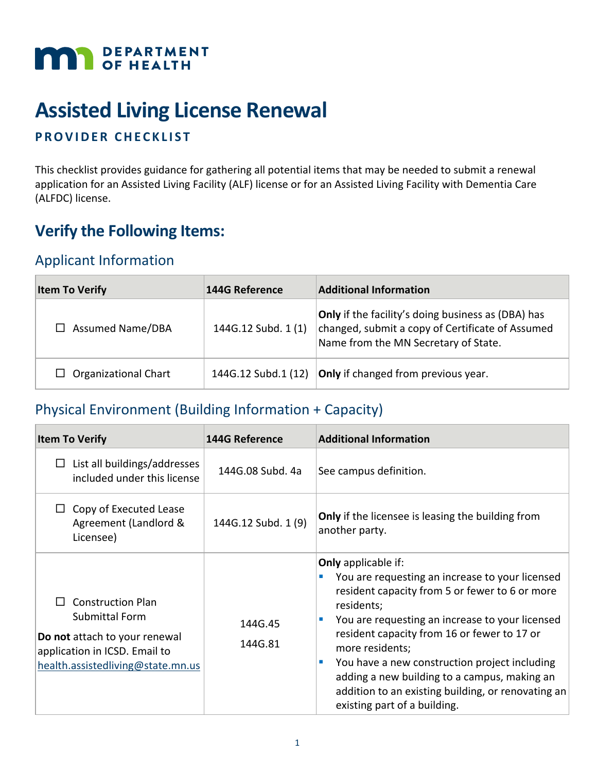DEPARTMENT OF HEALTH

# Assisted Living License Renewal

## PROVIDER CHECKLIST

This checklist provides guidance for gathering all potential items that may be needed to submit a renewal application for an Assisted Living Facility (ALF) license or for an Assisted Living Facility with Dementia Care (ALFDC) license.

## Verify the Following Items:

### Applicant Information

| Item To Verify | 144G Reference | Additional Information |
|---|---|---|
| ☐ Assumed Name/DBA | 144G.12 Subd. 1 (1) | **Only** if the facility's doing business as (DBA) has changed, submit a copy of Certificate of Assumed Name from the MN Secretary of State. |
| ☐ Organizational Chart | 144G.12 Subd.1 (12) | **Only** if changed from previous year. |

### Physical Environment (Building Information + Capacity)

| Item To Verify | 144G Reference | Additional Information |
|---|---|---|
| ☐ List all buildings/addresses included under this license | 144G.08 Subd. 4a | See campus definition. |
| ☐ Copy of Executed Lease Agreement (Landlord & Licensee) | 144G.12 Subd. 1 (9) | **Only** if the licensee is leasing the building from another party. |
| ☐ Construction Plan Submittal Form<br>**Do not** attach to your renewal application in ICSD. Email to health.assistedliving@state.mn.us | 144G.45<br>144G.81 | **Only** applicable if:<br>▪ You are requesting an increase to your licensed resident capacity from 5 or fewer to 6 or more residents;<br>▪ You are requesting an increase to your licensed resident capacity from 16 or fewer to 17 or more residents;<br>▪ You have a new construction project including adding a new building to a campus, making an addition to an existing building, or renovating an existing part of a building. |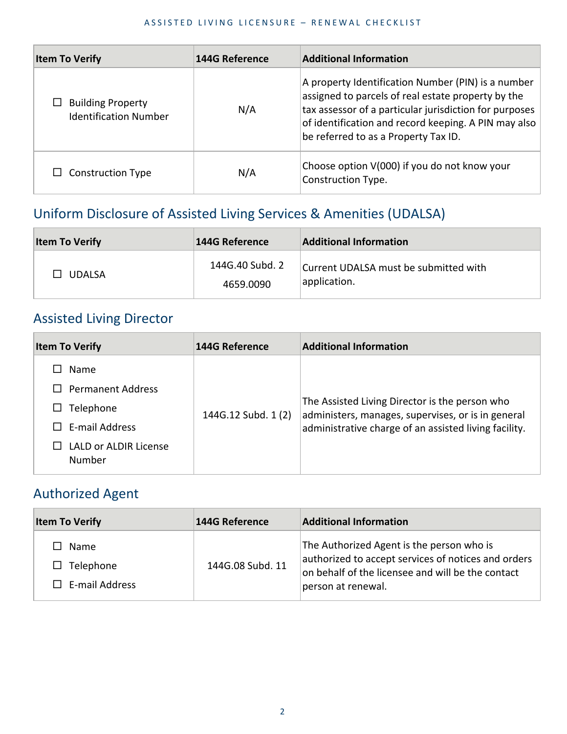| Item To Verify | 144G Reference | Additional Information |
| --- | --- | --- |
| ☐ Building Property Identification Number | N/A | A property Identification Number (PIN) is a number assigned to parcels of real estate property by the tax assessor of a particular jurisdiction for purposes of identification and record keeping. A PIN may also be referred to as a Property Tax ID. |
| ☐ Construction Type | N/A | Choose option V(000) if you do not know your Construction Type. |

## Uniform Disclosure of Assisted Living Services & Amenities (UDALSA)

| Item To Verify | 144G Reference | Additional Information |
| --- | --- | --- |
| ☐ UDALSA | 144G.40 Subd. 2<br>4659.0090 | Current UDALSA must be submitted with application. |

## Assisted Living Director

| Item To Verify | 144G Reference | Additional Information |
| --- | --- | --- |
| ☐ Name<br>☐ Permanent Address<br>☐ Telephone<br>☐ E-mail Address<br>☐ LALD or ALDIR License Number | 144G.12 Subd. 1 (2) | The Assisted Living Director is the person who administers, manages, supervises, or is in general administrative charge of an assisted living facility. |

## Authorized Agent

| Item To Verify | 144G Reference | Additional Information |
| --- | --- | --- |
| ☐ Name<br>☐ Telephone<br>☐ E-mail Address | 144G.08 Subd. 11 | The Authorized Agent is the person who is authorized to accept services of notices and orders on behalf of the licensee and will be the contact person at renewal. |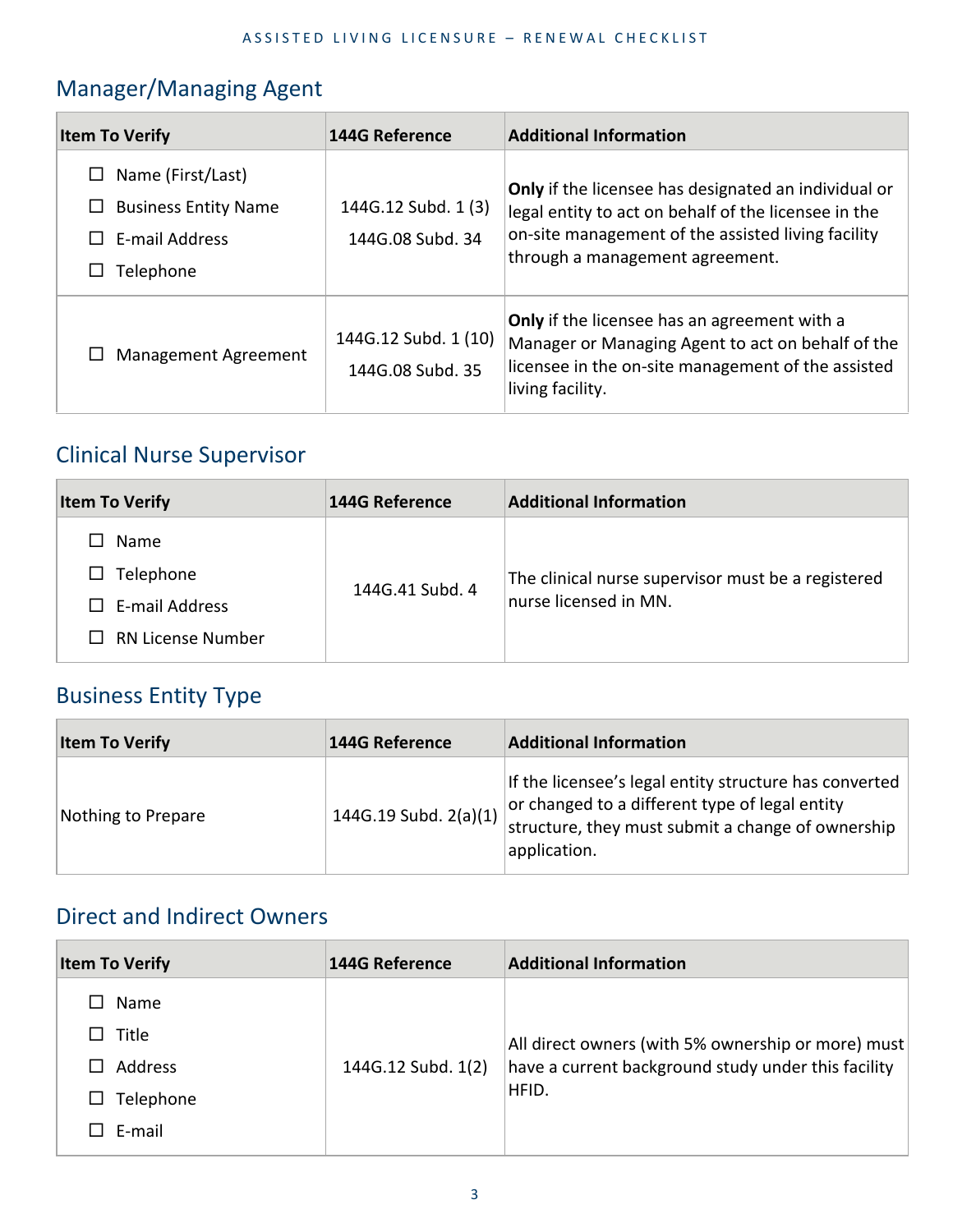## Manager/Managing Agent

| Item To Verify | 144G Reference | Additional Information |
|---|---|---|
| ☐ Name (First/Last)<br>☐ Business Entity Name<br>☐ E-mail Address<br>☐ Telephone | 144G.12 Subd. 1 (3)<br>144G.08 Subd. 34 | **Only** if the licensee has designated an individual or legal entity to act on behalf of the licensee in the on-site management of the assisted living facility through a management agreement. |
| ☐ Management Agreement | 144G.12 Subd. 1 (10)<br>144G.08 Subd. 35 | **Only** if the licensee has an agreement with a Manager or Managing Agent to act on behalf of the licensee in the on-site management of the assisted living facility. |

## Clinical Nurse Supervisor

| Item To Verify | 144G Reference | Additional Information |
|---|---|---|
| ☐ Name<br>☐ Telephone<br>☐ E-mail Address<br>☐ RN License Number | 144G.41 Subd. 4 | The clinical nurse supervisor must be a registered nurse licensed in MN. |

## Business Entity Type

| Item To Verify | 144G Reference | Additional Information |
|---|---|---|
| Nothing to Prepare | 144G.19 Subd. 2(a)(1) | If the licensee's legal entity structure has converted or changed to a different type of legal entity structure, they must submit a change of ownership application. |

## Direct and Indirect Owners

| Item To Verify | 144G Reference | Additional Information |
|---|---|---|
| ☐ Name<br>☐ Title<br>☐ Address<br>☐ Telephone<br>☐ E-mail | 144G.12 Subd. 1(2) | All direct owners (with 5% ownership or more) must have a current background study under this facility HFID. |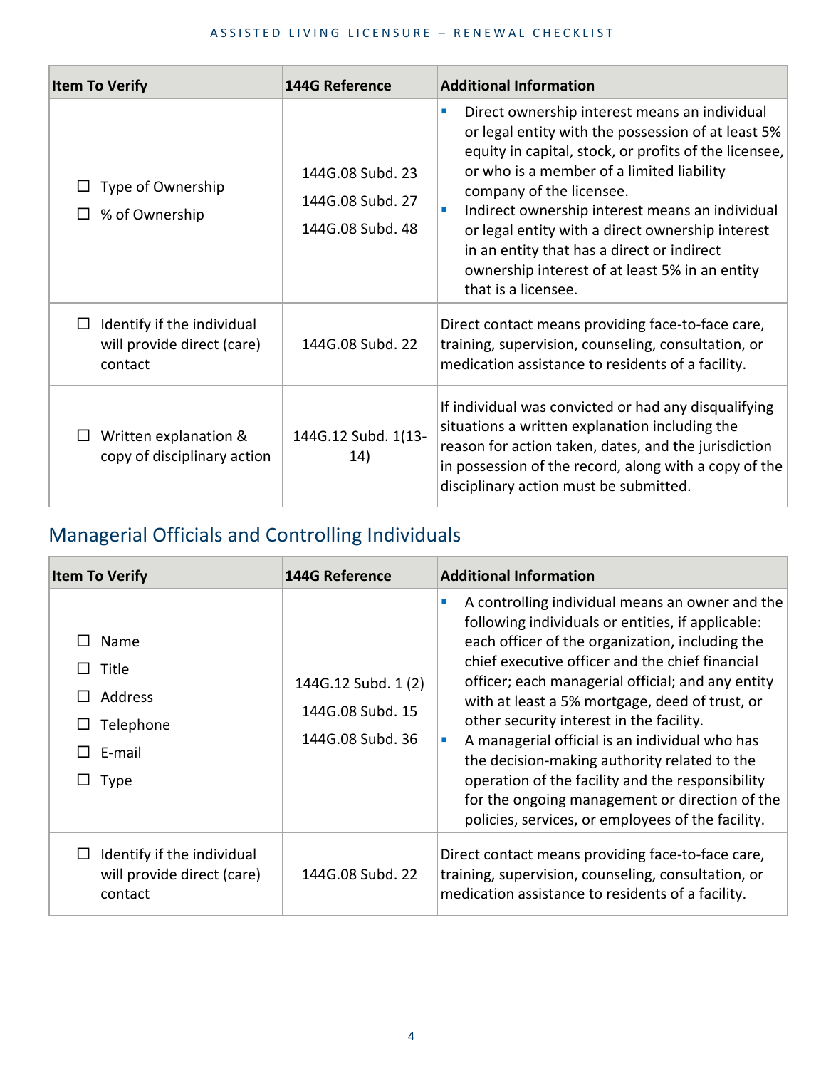| Item To Verify | 144G Reference | Additional Information |
|---|---|---|
| ☐ Type of Ownership<br>☐ % of Ownership | 144G.08 Subd. 23<br>144G.08 Subd. 27<br>144G.08 Subd. 48 | ▪ Direct ownership interest means an individual or legal entity with the possession of at least 5% equity in capital, stock, or profits of the licensee, or who is a member of a limited liability company of the licensee.<br>▪ Indirect ownership interest means an individual or legal entity with a direct ownership interest in an entity that has a direct or indirect ownership interest of at least 5% in an entity that is a licensee. |
| ☐ Identify if the individual will provide direct (care) contact | 144G.08 Subd. 22 | Direct contact means providing face-to-face care, training, supervision, counseling, consultation, or medication assistance to residents of a facility. |
| ☐ Written explanation & copy of disciplinary action | 144G.12 Subd. 1(13-14) | If individual was convicted or had any disqualifying situations a written explanation including the reason for action taken, dates, and the jurisdiction in possession of the record, along with a copy of the disciplinary action must be submitted. |

## Managerial Officials and Controlling Individuals

| Item To Verify | 144G Reference | Additional Information |
|---|---|---|
| ☐ Name<br>☐ Title<br>☐ Address<br>☐ Telephone<br>☐ E-mail<br>☐ Type | 144G.12 Subd. 1 (2)<br>144G.08 Subd. 15<br>144G.08 Subd. 36 | ▪ A controlling individual means an owner and the following individuals or entities, if applicable: each officer of the organization, including the chief executive officer and the chief financial officer; each managerial official; and any entity with at least a 5% mortgage, deed of trust, or other security interest in the facility.<br>▪ A managerial official is an individual who has the decision-making authority related to the operation of the facility and the responsibility for the ongoing management or direction of the policies, services, or employees of the facility. |
| ☐ Identify if the individual will provide direct (care) contact | 144G.08 Subd. 22 | Direct contact means providing face-to-face care, training, supervision, counseling, consultation, or medication assistance to residents of a facility. |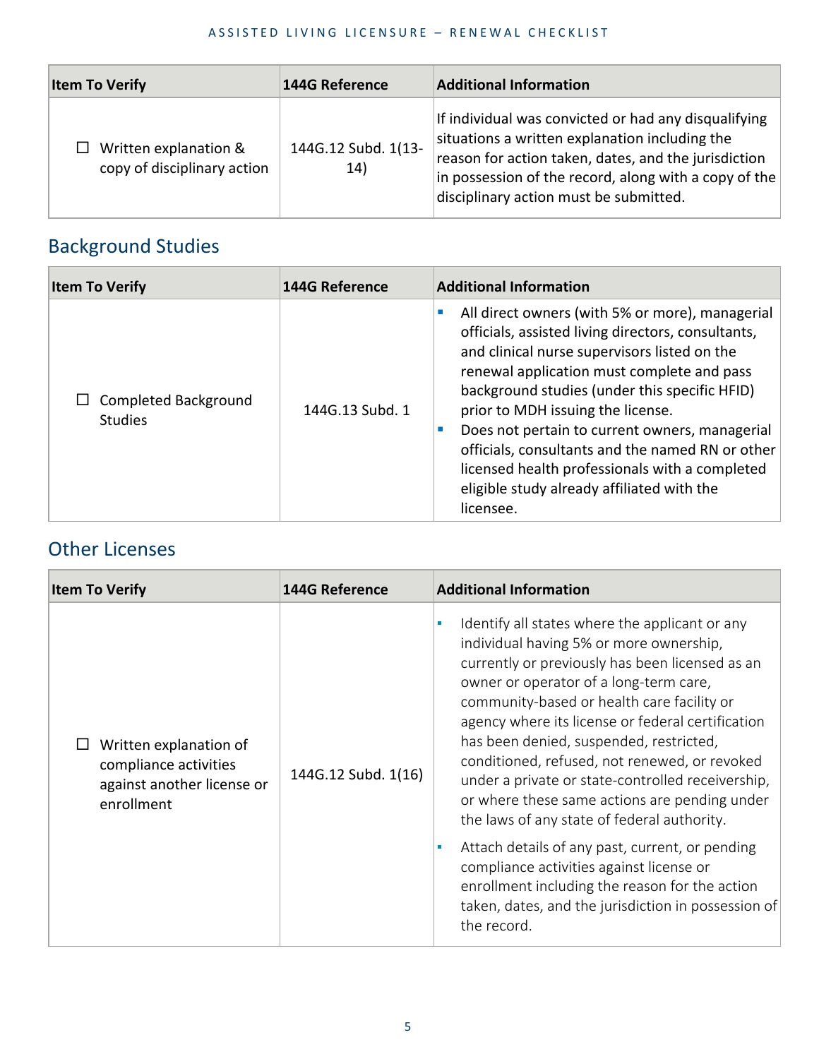| Item To Verify | 144G Reference | Additional Information |
| --- | --- | --- |
| ☐ Written explanation & copy of disciplinary action | 144G.12 Subd. 1(13-14) | If individual was convicted or had any disqualifying situations a written explanation including the reason for action taken, dates, and the jurisdiction in possession of the record, along with a copy of the disciplinary action must be submitted. |

## Background Studies

| Item To Verify | 144G Reference | Additional Information |
| --- | --- | --- |
| ☐ Completed Background Studies | 144G.13 Subd. 1 | ▪ All direct owners (with 5% or more), managerial officials, assisted living directors, consultants, and clinical nurse supervisors listed on the renewal application must complete and pass background studies (under this specific HFID) prior to MDH issuing the license.<br>▪ Does not pertain to current owners, managerial officials, consultants and the named RN or other licensed health professionals with a completed eligible study already affiliated with the licensee. |

## Other Licenses

| Item To Verify | 144G Reference | Additional Information |
| --- | --- | --- |
| ☐ Written explanation of compliance activities against another license or enrollment | 144G.12 Subd. 1(16) | ▪ Identify all states where the applicant or any individual having 5% or more ownership, currently or previously has been licensed as an owner or operator of a long-term care, community-based or health care facility or agency where its license or federal certification has been denied, suspended, restricted, conditioned, refused, not renewed, or revoked under a private or state-controlled receivership, or where these same actions are pending under the laws of any state of federal authority.<br>▪ Attach details of any past, current, or pending compliance activities against license or enrollment including the reason for the action taken, dates, and the jurisdiction in possession of the record. |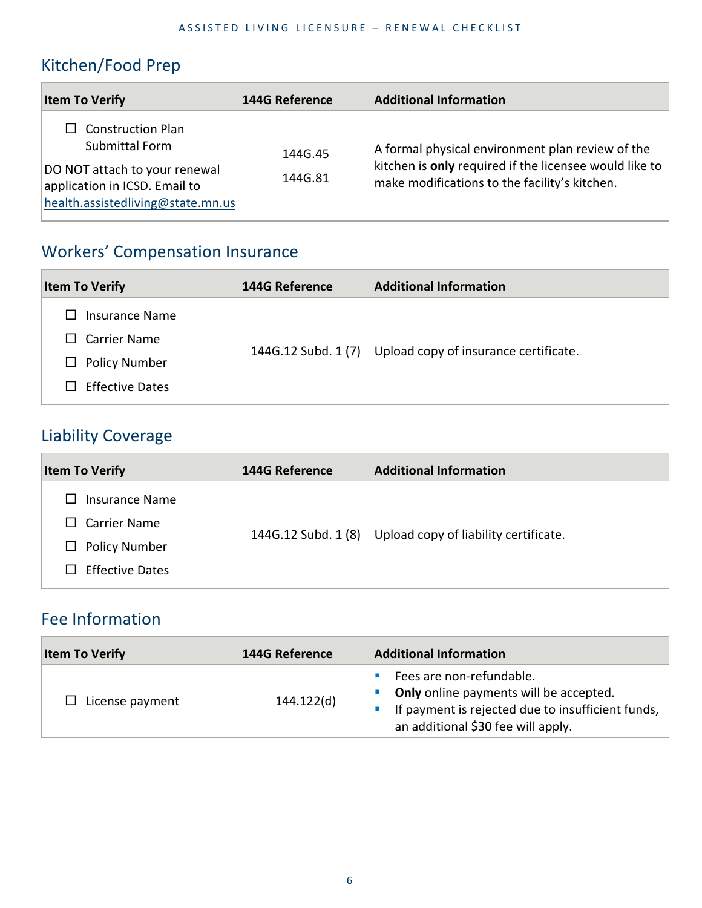## Kitchen/Food Prep

| Item To Verify | 144G Reference | Additional Information |
|---|---|---|
| ☐ Construction Plan Submittal Form<br><br>DO NOT attach to your renewal application in ICSD. Email to health.assistedliving@state.mn.us | 144G.45<br><br>144G.81 | A formal physical environment plan review of the kitchen is **only** required if the licensee would like to make modifications to the facility's kitchen. |

## Workers' Compensation Insurance

| Item To Verify | 144G Reference | Additional Information |
|---|---|---|
| ☐ Insurance Name<br>☐ Carrier Name<br>☐ Policy Number<br>☐ Effective Dates | 144G.12 Subd. 1 (7) | Upload copy of insurance certificate. |

## Liability Coverage

| Item To Verify | 144G Reference | Additional Information |
|---|---|---|
| ☐ Insurance Name<br>☐ Carrier Name<br>☐ Policy Number<br>☐ Effective Dates | 144G.12 Subd. 1 (8) | Upload copy of liability certificate. |

## Fee Information

| Item To Verify | 144G Reference | Additional Information |
|---|---|---|
| ☐ License payment | 144.122(d) | ▪ Fees are non-refundable.<br>▪ **Only** online payments will be accepted.<br>▪ If payment is rejected due to insufficient funds, an additional $30 fee will apply. |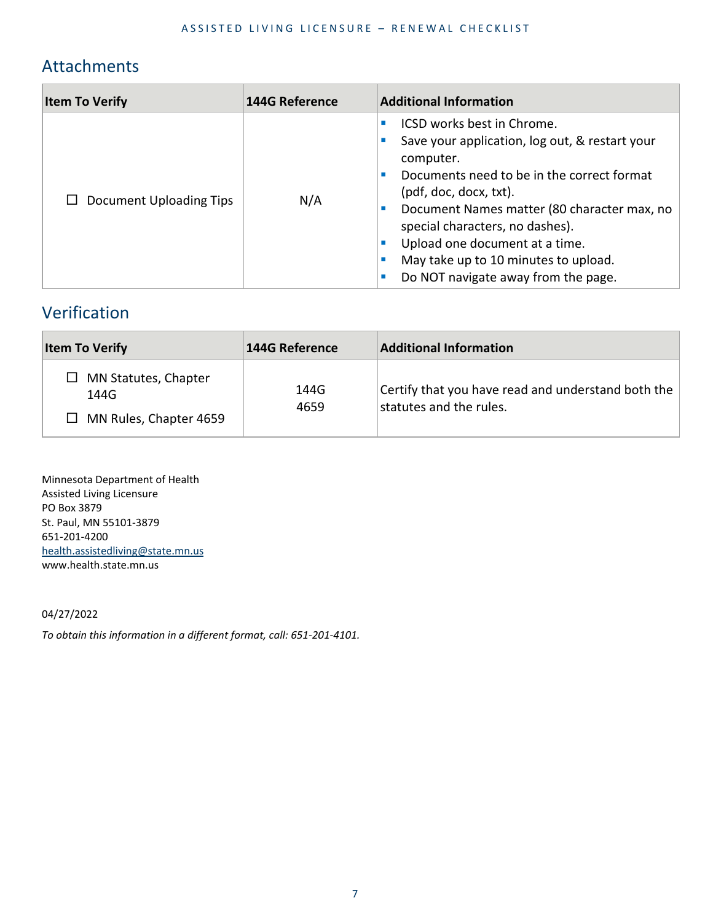## Attachments

| Item To Verify | 144G Reference | Additional Information |
|---|---|---|
| ☐ Document Uploading Tips | N/A | ▪ ICSD works best in Chrome. <br> ▪ Save your application, log out, & restart your computer. <br> ▪ Documents need to be in the correct format (pdf, doc, docx, txt). <br> ▪ Document Names matter (80 character max, no special characters, no dashes). <br> ▪ Upload one document at a time. <br> ▪ May take up to 10 minutes to upload. <br> ▪ Do NOT navigate away from the page. |

## Verification

| Item To Verify | 144G Reference | Additional Information |
|---|---|---|
| ☐ MN Statutes, Chapter 144G <br> ☐ MN Rules, Chapter 4659 | 144G <br> 4659 | Certify that you have read and understand both the statutes and the rules. |

Minnesota Department of Health
Assisted Living Licensure
PO Box 3879
St. Paul, MN 55101-3879
651-201-4200
health.assistedliving@state.mn.us
www.health.state.mn.us

04/27/2022

*To obtain this information in a different format, call: 651-201-4101.*